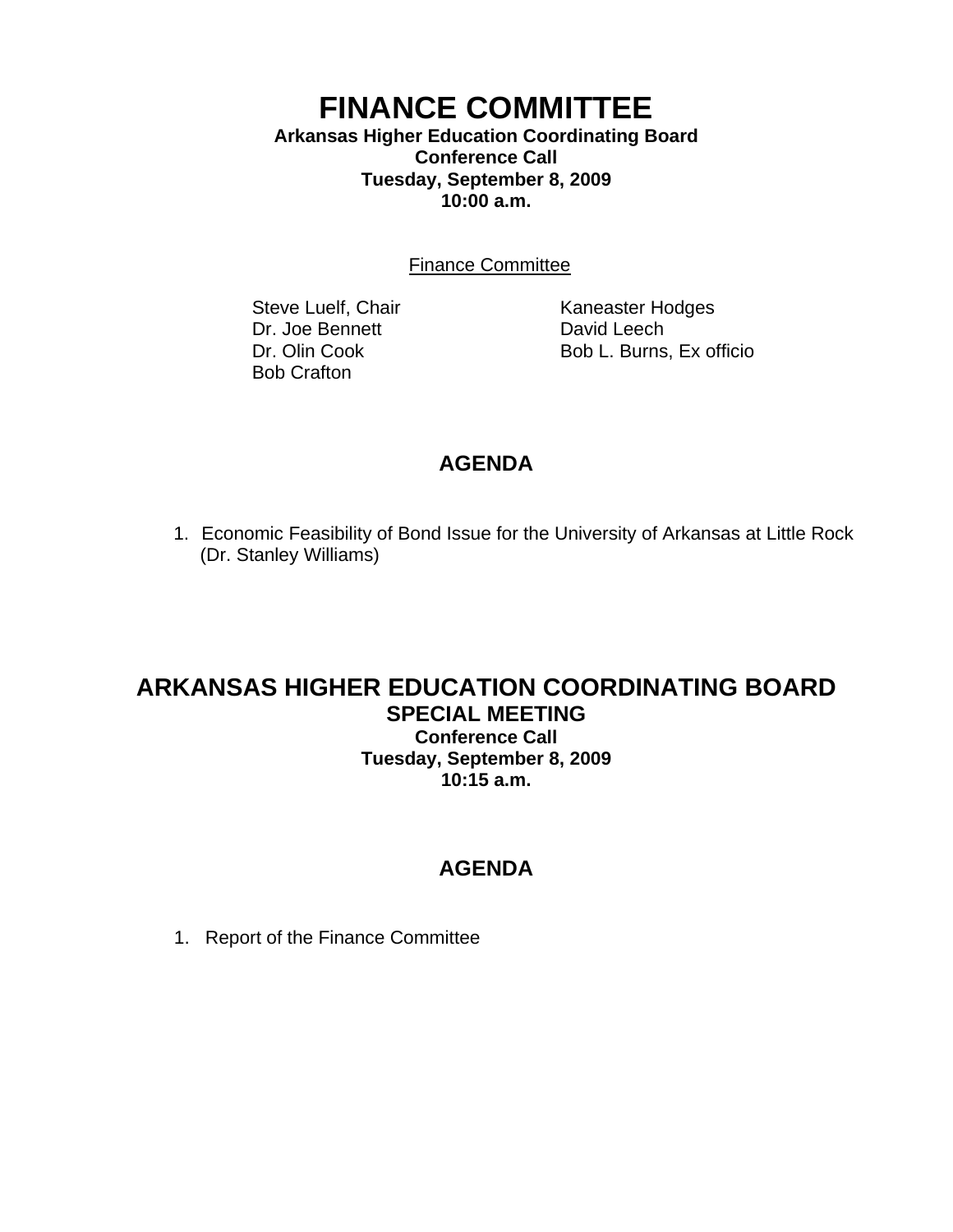# FINANCE COMMITTEE

**Arkansas Higher Education Coordinating Board**
**Conference Call**
**Tuesday, September 8, 2009**
**10:00 a.m.**

Finance Committee

Steve Luelf, Chair
Dr. Joe Bennett
Dr. Olin Cook
Bob Crafton
Kaneaster Hodges
David Leech
Bob L. Burns, Ex officio

## AGENDA

1. Economic Feasibility of Bond Issue for the University of Arkansas at Little Rock (Dr. Stanley Williams)

# ARKANSAS HIGHER EDUCATION COORDINATING BOARD

## SPECIAL MEETING

**Conference Call**
**Tuesday, September 8, 2009**
**10:15 a.m.**

## AGENDA

1. Report of the Finance Committee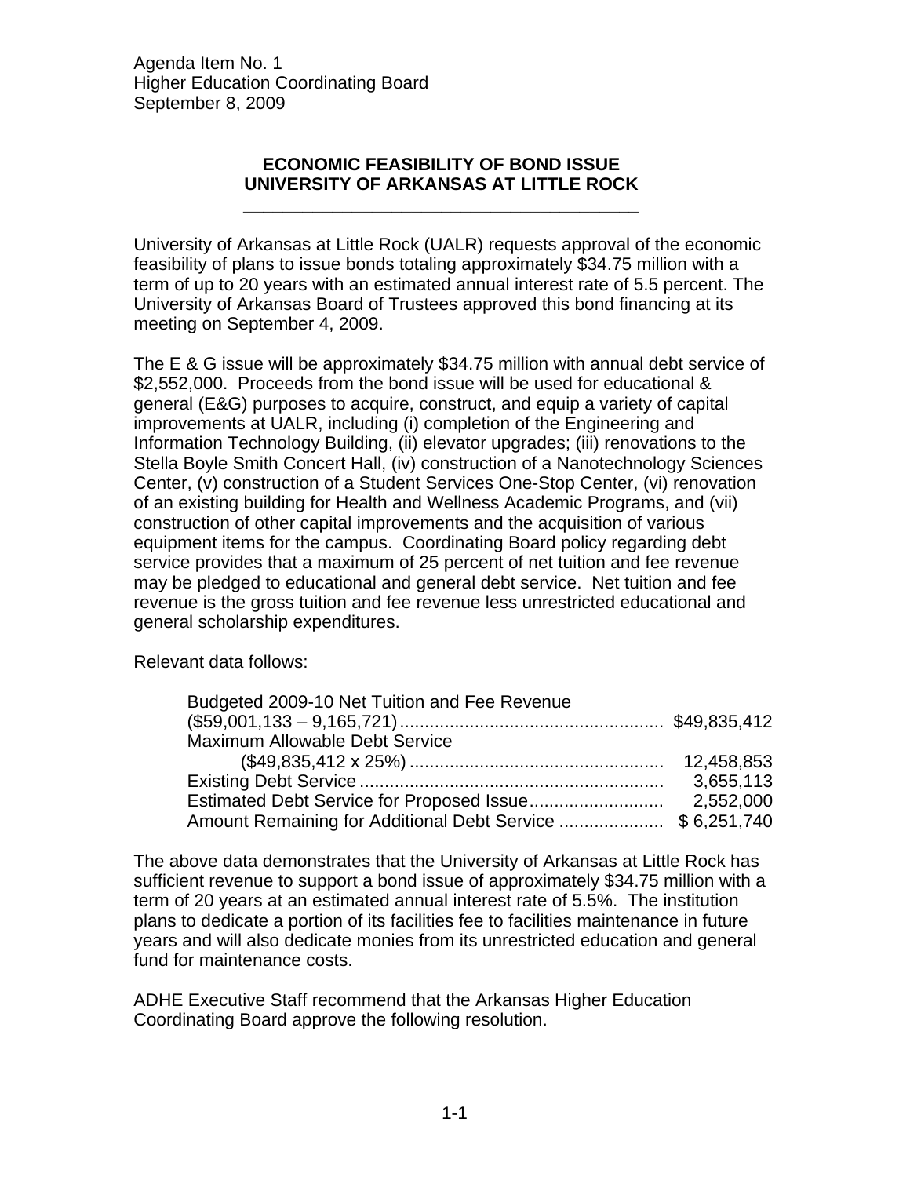Agenda Item No. 1
Higher Education Coordinating Board
September 8, 2009

## ECONOMIC FEASIBILITY OF BOND ISSUE UNIVERSITY OF ARKANSAS AT LITTLE ROCK

University of Arkansas at Little Rock (UALR) requests approval of the economic feasibility of plans to issue bonds totaling approximately $34.75 million with a term of up to 20 years with an estimated annual interest rate of 5.5 percent. The University of Arkansas Board of Trustees approved this bond financing at its meeting on September 4, 2009.

The E & G issue will be approximately $34.75 million with annual debt service of $2,552,000. Proceeds from the bond issue will be used for educational & general (E&G) purposes to acquire, construct, and equip a variety of capital improvements at UALR, including (i) completion of the Engineering and Information Technology Building, (ii) elevator upgrades; (iii) renovations to the Stella Boyle Smith Concert Hall, (iv) construction of a Nanotechnology Sciences Center, (v) construction of a Student Services One-Stop Center, (vi) renovation of an existing building for Health and Wellness Academic Programs, and (vii) construction of other capital improvements and the acquisition of various equipment items for the campus. Coordinating Board policy regarding debt service provides that a maximum of 25 percent of net tuition and fee revenue may be pledged to educational and general debt service. Net tuition and fee revenue is the gross tuition and fee revenue less unrestricted educational and general scholarship expenditures.

Relevant data follows:

| | |
|---|---|
| Budgeted 2009-10 Net Tuition and Fee Revenue ($59,001,133 – 9,165,721) | $49,835,412 |
| Maximum Allowable Debt Service ($49,835,412 x 25%) | 12,458,853 |
| Existing Debt Service | 3,655,113 |
| Estimated Debt Service for Proposed Issue | 2,552,000 |
| Amount Remaining for Additional Debt Service | $ 6,251,740 |

The above data demonstrates that the University of Arkansas at Little Rock has sufficient revenue to support a bond issue of approximately $34.75 million with a term of 20 years at an estimated annual interest rate of 5.5%. The institution plans to dedicate a portion of its facilities fee to facilities maintenance in future years and will also dedicate monies from its unrestricted education and general fund for maintenance costs.

ADHE Executive Staff recommend that the Arkansas Higher Education Coordinating Board approve the following resolution.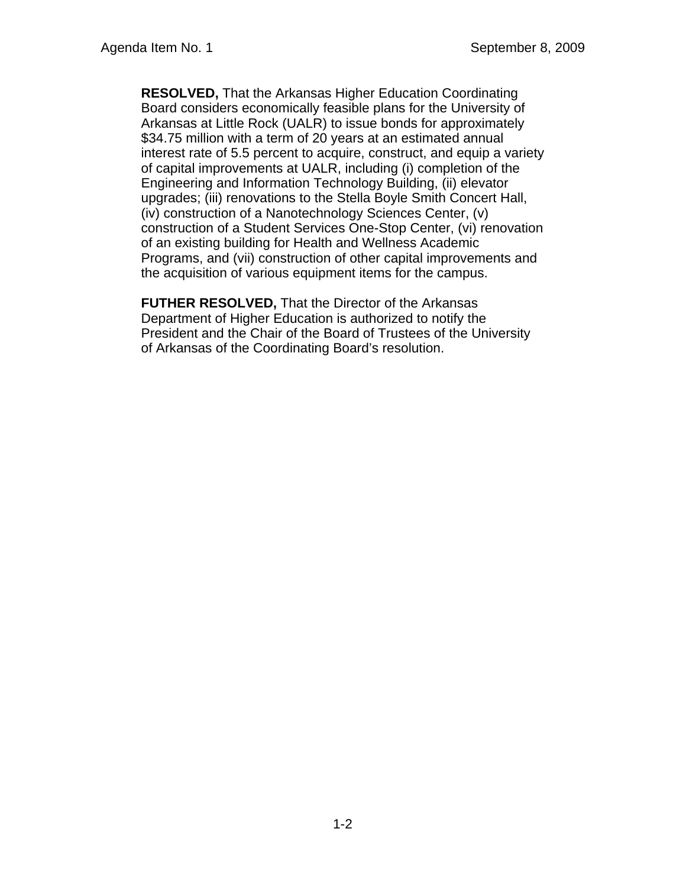**RESOLVED,** That the Arkansas Higher Education Coordinating Board considers economically feasible plans for the University of Arkansas at Little Rock (UALR) to issue bonds for approximately $34.75 million with a term of 20 years at an estimated annual interest rate of 5.5 percent to acquire, construct, and equip a variety of capital improvements at UALR, including (i) completion of the Engineering and Information Technology Building, (ii) elevator upgrades; (iii) renovations to the Stella Boyle Smith Concert Hall, (iv) construction of a Nanotechnology Sciences Center, (v) construction of a Student Services One-Stop Center, (vi) renovation of an existing building for Health and Wellness Academic Programs, and (vii) construction of other capital improvements and the acquisition of various equipment items for the campus.

**FUTHER RESOLVED,** That the Director of the Arkansas Department of Higher Education is authorized to notify the President and the Chair of the Board of Trustees of the University of Arkansas of the Coordinating Board's resolution.